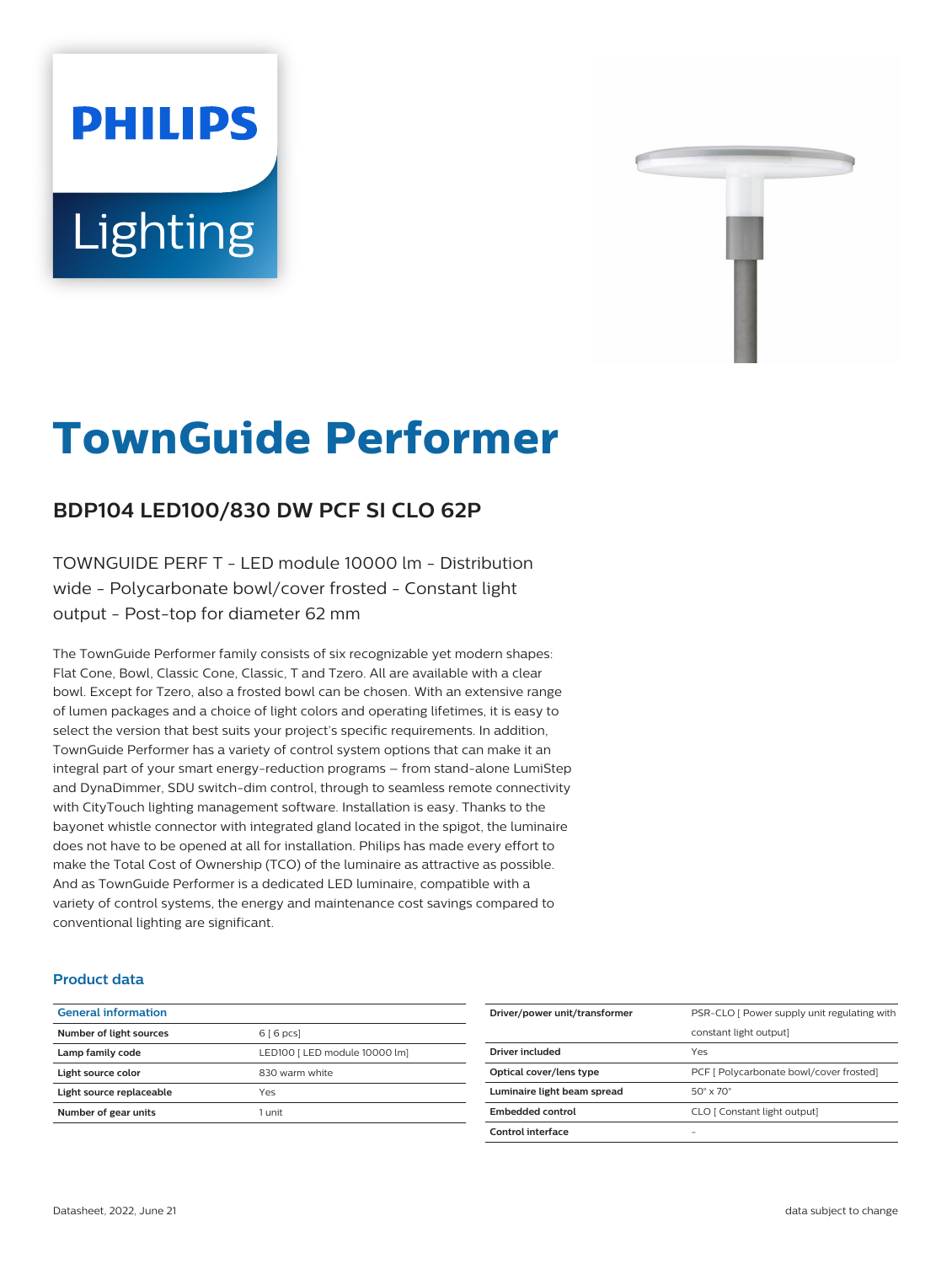# TownGuide Performer

## BDP104 LED100/830 DW PCF SI CLO 62P

TOWNGUIDE PERF T - LED module 10000 lm - Distribution wide - Polycarbonate bowl/cover frosted - Constant light output - Post-top for diameter 62 mm

The TownGuide Performer family consists of six recognizable yet modern shapes: Flat Cone, Bowl, Classic Cone, Classic, T and Tzero. All are available with a clear bowl. Except for Tzero, also a frosted bowl can be chosen. With an extensive range of lumen packages and a choice of light colors and operating lifetimes, it is easy to select the version that best suits your project's specific requirements. In addition, TownGuide Performer has a variety of control system options that can make it an integral part of your smart energy-reduction programs – from stand-alone LumiStep and DynaDimmer, SDU switch-dim control, through to seamless remote connectivity with CityTouch lighting management software. Installation is easy. Thanks to the bayonet whistle connector with integrated gland located in the spigot, the luminaire does not have to be opened at all for installation. Philips has made every effort to make the Total Cost of Ownership (TCO) of the luminaire as attractive as possible. And as TownGuide Performer is a dedicated LED luminaire, compatible with a variety of control systems, the energy and maintenance cost savings compared to conventional lighting are significant.

### Product data

| General information | |
|---|---|
| Number of light sources | 6 [ 6 pcs] |
| Lamp family code | LED100 [ LED module 10000 lm] |
| Light source color | 830 warm white |
| Light source replaceable | Yes |
| Number of gear units | 1 unit |
| Driver/power unit/transformer | PSR-CLO [ Power supply unit regulating with constant light output] |
| Driver included | Yes |
| Optical cover/lens type | PCF [ Polycarbonate bowl/cover frosted] |
| Luminaire light beam spread | 50° x 70° |
| Embedded control | CLO [ Constant light output] |
| Control interface | - |

Datasheet, 2022, June 21

data subject to change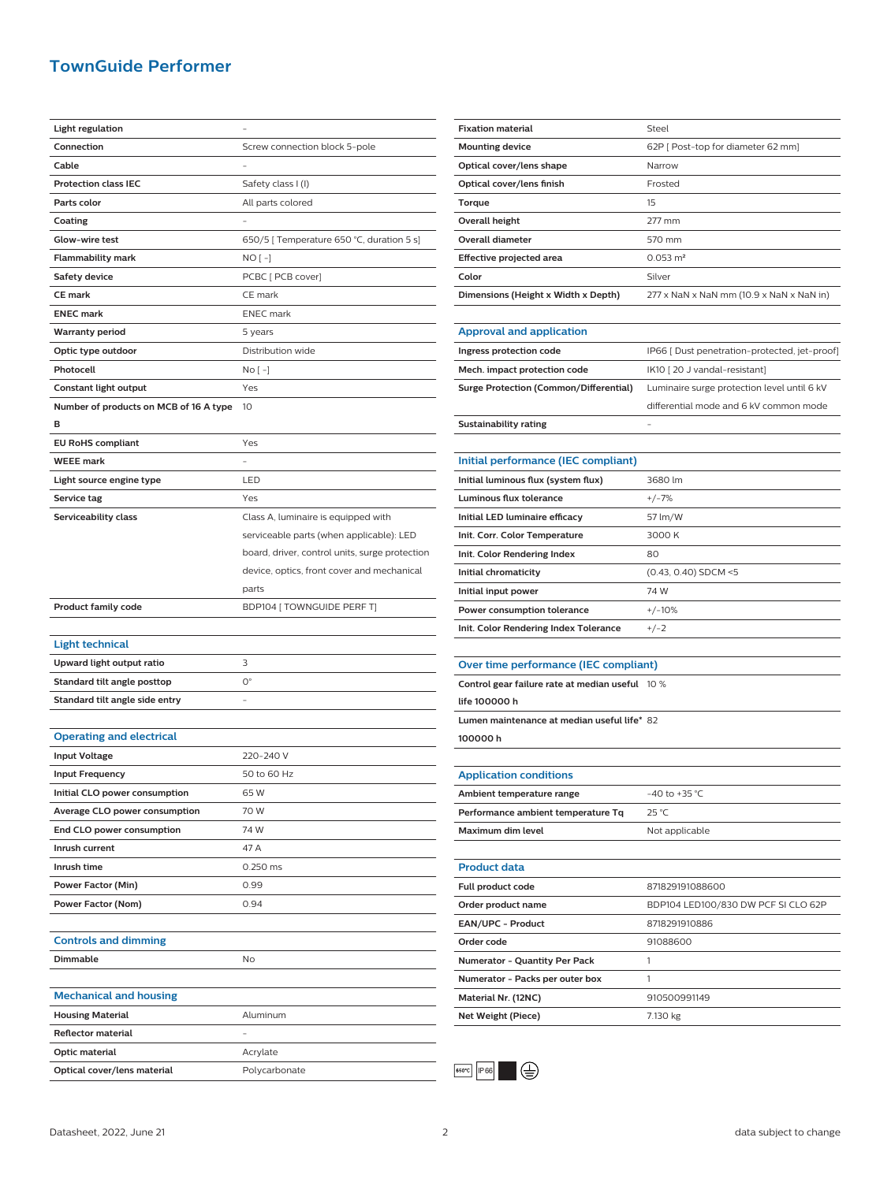# TownGuide Performer

| | |
|---|---|
| **Light regulation** | - |
| **Connection** | Screw connection block 5-pole |
| **Cable** | - |
| **Protection class IEC** | Safety class I (I) |
| **Parts color** | All parts colored |
| **Coating** | - |
| **Glow-wire test** | 650/5 [ Temperature 650 °C, duration 5 s] |
| **Flammability mark** | NO [ -] |
| **Safety device** | PCBC [ PCB cover] |
| **CE mark** | CE mark |
| **ENEC mark** | ENEC mark |
| **Warranty period** | 5 years |
| **Optic type outdoor** | Distribution wide |
| **Photocell** | No [ -] |
| **Constant light output** | Yes |
| **Number of products on MCB of 16 A type B** | 10 |
| **EU RoHS compliant** | Yes |
| **WEEE mark** | - |
| **Light source engine type** | LED |
| **Service tag** | Yes |
| **Serviceability class** | Class A, luminaire is equipped with serviceable parts (when applicable): LED board, driver, control units, surge protection device, optics, front cover and mechanical parts |
| **Product family code** | BDP104 [ TOWNGUIDE PERF T] |

## Light technical

| | |
|---|---|
| **Upward light output ratio** | 3 |
| **Standard tilt angle posttop** | 0° |
| **Standard tilt angle side entry** | - |

## Operating and electrical

| | |
|---|---|
| **Input Voltage** | 220-240 V |
| **Input Frequency** | 50 to 60 Hz |
| **Initial CLO power consumption** | 65 W |
| **Average CLO power consumption** | 70 W |
| **End CLO power consumption** | 74 W |
| **Inrush current** | 47 A |
| **Inrush time** | 0.250 ms |
| **Power Factor (Min)** | 0.99 |
| **Power Factor (Nom)** | 0.94 |

## Controls and dimming

| | |
|---|---|
| **Dimmable** | No |

## Mechanical and housing

| | |
|---|---|
| **Housing Material** | Aluminum |
| **Reflector material** | - |
| **Optic material** | Acrylate |
| **Optical cover/lens material** | Polycarbonate |
| **Fixation material** | Steel |
| **Mounting device** | 62P [ Post-top for diameter 62 mm] |
| **Optical cover/lens shape** | Narrow |
| **Optical cover/lens finish** | Frosted |
| **Torque** | 15 |
| **Overall height** | 277 mm |
| **Overall diameter** | 570 mm |
| **Effective projected area** | 0.053 m² |
| **Color** | Silver |
| **Dimensions (Height x Width x Depth)** | 277 x NaN x NaN mm (10.9 x NaN x NaN in) |

## Approval and application

| | |
|---|---|
| **Ingress protection code** | IP66 [ Dust penetration-protected, jet-proof] |
| **Mech. impact protection code** | IK10 [ 20 J vandal-resistant] |
| **Surge Protection (Common/Differential)** | Luminaire surge protection level until 6 kV differential mode and 6 kV common mode |
| **Sustainability rating** | - |

## Initial performance (IEC compliant)

| | |
|---|---|
| **Initial luminous flux (system flux)** | 3680 lm |
| **Luminous flux tolerance** | +/-7% |
| **Initial LED luminaire efficacy** | 57 lm/W |
| **Init. Corr. Color Temperature** | 3000 K |
| **Init. Color Rendering Index** | 80 |
| **Initial chromaticity** | (0.43, 0.40) SDCM <5 |
| **Initial input power** | 74 W |
| **Power consumption tolerance** | +/-10% |
| **Init. Color Rendering Index Tolerance** | +/-2 |

## Over time performance (IEC compliant)

| | |
|---|---|
| **Control gear failure rate at median useful life 100000 h** | 10 % |
| **Lumen maintenance at median useful life* 100000 h** | 82 |

## Application conditions

| | |
|---|---|
| **Ambient temperature range** | -40 to +35 °C |
| **Performance ambient temperature Tq** | 25 °C |
| **Maximum dim level** | Not applicable |

## Product data

| | |
|---|---|
| **Full product code** | 871829191088600 |
| **Order product name** | BDP104 LED100/830 DW PCF SI CLO 62P |
| **EAN/UPC - Product** | 8718291910886 |
| **Order code** | 91088600 |
| **Numerator - Quantity Per Pack** | 1 |
| **Numerator - Packs per outer box** | 1 |
| **Material Nr. (12NC)** | 910500991149 |
| **Net Weight (Piece)** | 7.130 kg |

650°C IP66

Datasheet, 2022, June 21

data subject to change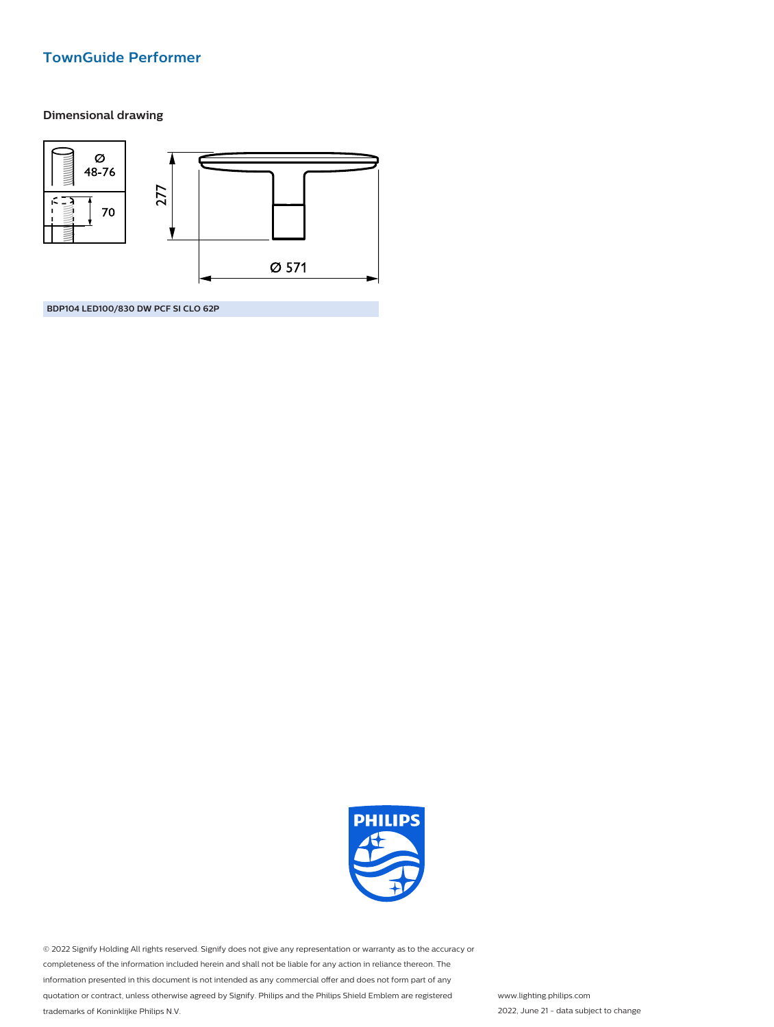## TownGuide Performer

### Dimensional drawing

Ø
48-76

70

277

Ø 571

**BDP104 LED100/830 DW PCF SI CLO 62P**

© 2022 Signify Holding All rights reserved. Signify does not give any representation or warranty as to the accuracy or completeness of the information included herein and shall not be liable for any action in reliance thereon. The information presented in this document is not intended as any commercial offer and does not form part of any quotation or contract, unless otherwise agreed by Signify. Philips and the Philips Shield Emblem are registered trademarks of Koninklijke Philips N.V.

www.lighting.philips.com

2022, June 21 - data subject to change